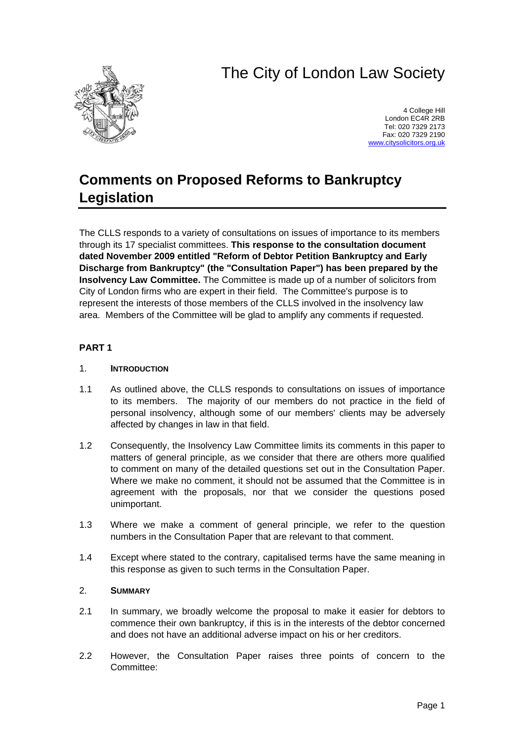# The City of London Law Society

4 College Hill
London EC4R 2RB
Tel: 020 7329 2173
Fax: 020 7329 2190
www.citysolicitors.org.uk

## Comments on Proposed Reforms to Bankruptcy Legislation

The CLLS responds to a variety of consultations on issues of importance to its members through its 17 specialist committees. **This response to the consultation document dated November 2009 entitled "Reform of Debtor Petition Bankruptcy and Early Discharge from Bankruptcy" (the "Consultation Paper") has been prepared by the Insolvency Law Committee.** The Committee is made up of a number of solicitors from City of London firms who are expert in their field. The Committee's purpose is to represent the interests of those members of the CLLS involved in the insolvency law area. Members of the Committee will be glad to amplify any comments if requested.

### PART 1

#### 1. INTRODUCTION

1.1 As outlined above, the CLLS responds to consultations on issues of importance to its members. The majority of our members do not practice in the field of personal insolvency, although some of our members' clients may be adversely affected by changes in law in that field.

1.2 Consequently, the Insolvency Law Committee limits its comments in this paper to matters of general principle, as we consider that there are others more qualified to comment on many of the detailed questions set out in the Consultation Paper. Where we make no comment, it should not be assumed that the Committee is in agreement with the proposals, nor that we consider the questions posed unimportant.

1.3 Where we make a comment of general principle, we refer to the question numbers in the Consultation Paper that are relevant to that comment.

1.4 Except where stated to the contrary, capitalised terms have the same meaning in this response as given to such terms in the Consultation Paper.

#### 2. SUMMARY

2.1 In summary, we broadly welcome the proposal to make it easier for debtors to commence their own bankruptcy, if this is in the interests of the debtor concerned and does not have an additional adverse impact on his or her creditors.

2.2 However, the Consultation Paper raises three points of concern to the Committee: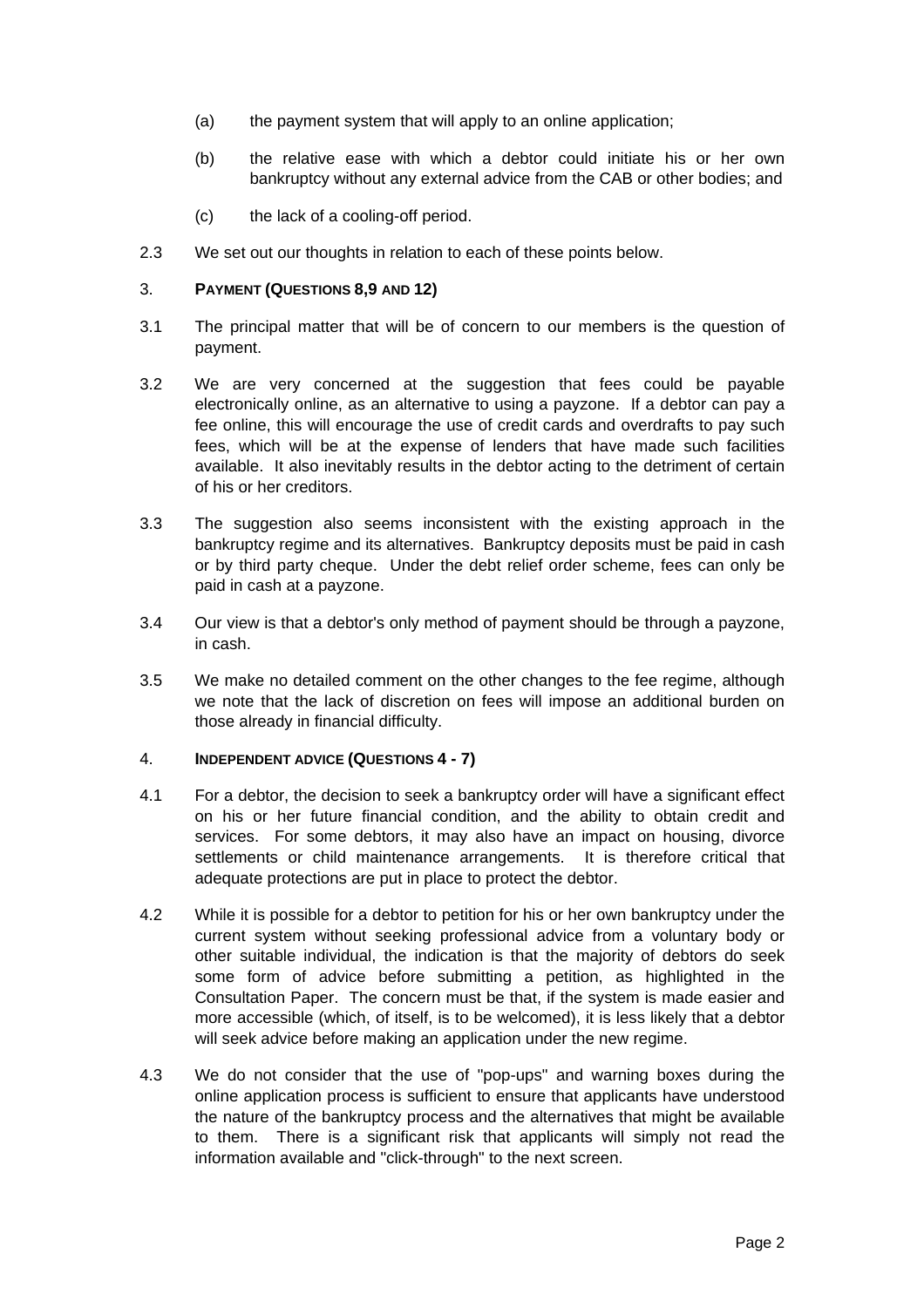(a) the payment system that will apply to an online application;

(b) the relative ease with which a debtor could initiate his or her own bankruptcy without any external advice from the CAB or other bodies; and

(c) the lack of a cooling-off period.

2.3 We set out our thoughts in relation to each of these points below.

## 3. PAYMENT (QUESTIONS 8,9 AND 12)

3.1 The principal matter that will be of concern to our members is the question of payment.

3.2 We are very concerned at the suggestion that fees could be payable electronically online, as an alternative to using a payzone. If a debtor can pay a fee online, this will encourage the use of credit cards and overdrafts to pay such fees, which will be at the expense of lenders that have made such facilities available. It also inevitably results in the debtor acting to the detriment of certain of his or her creditors.

3.3 The suggestion also seems inconsistent with the existing approach in the bankruptcy regime and its alternatives. Bankruptcy deposits must be paid in cash or by third party cheque. Under the debt relief order scheme, fees can only be paid in cash at a payzone.

3.4 Our view is that a debtor's only method of payment should be through a payzone, in cash.

3.5 We make no detailed comment on the other changes to the fee regime, although we note that the lack of discretion on fees will impose an additional burden on those already in financial difficulty.

## 4. INDEPENDENT ADVICE (QUESTIONS 4 - 7)

4.1 For a debtor, the decision to seek a bankruptcy order will have a significant effect on his or her future financial condition, and the ability to obtain credit and services. For some debtors, it may also have an impact on housing, divorce settlements or child maintenance arrangements. It is therefore critical that adequate protections are put in place to protect the debtor.

4.2 While it is possible for a debtor to petition for his or her own bankruptcy under the current system without seeking professional advice from a voluntary body or other suitable individual, the indication is that the majority of debtors do seek some form of advice before submitting a petition, as highlighted in the Consultation Paper. The concern must be that, if the system is made easier and more accessible (which, of itself, is to be welcomed), it is less likely that a debtor will seek advice before making an application under the new regime.

4.3 We do not consider that the use of "pop-ups" and warning boxes during the online application process is sufficient to ensure that applicants have understood the nature of the bankruptcy process and the alternatives that might be available to them. There is a significant risk that applicants will simply not read the information available and "click-through" to the next screen.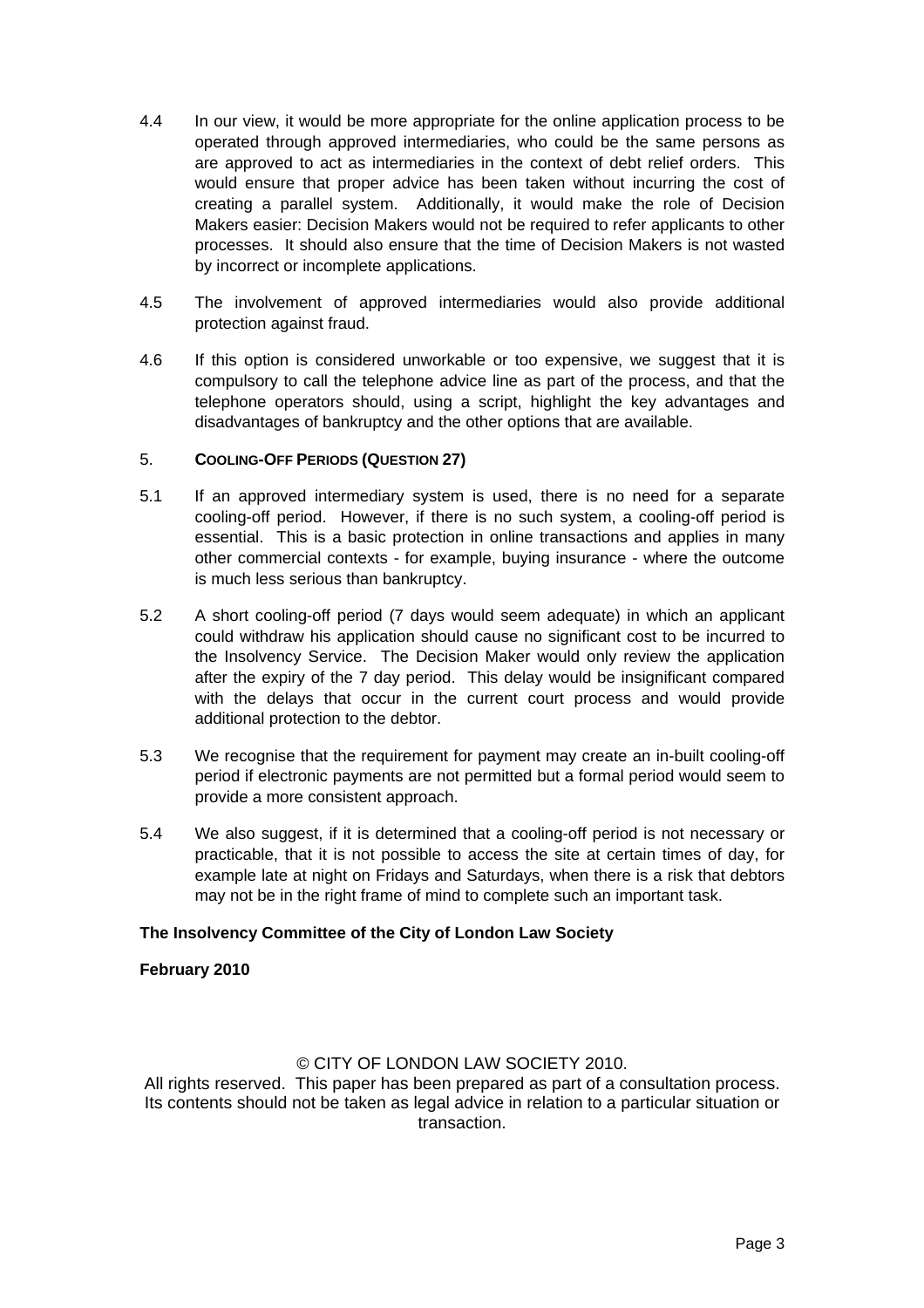4.4 In our view, it would be more appropriate for the online application process to be operated through approved intermediaries, who could be the same persons as are approved to act as intermediaries in the context of debt relief orders. This would ensure that proper advice has been taken without incurring the cost of creating a parallel system. Additionally, it would make the role of Decision Makers easier: Decision Makers would not be required to refer applicants to other processes. It should also ensure that the time of Decision Makers is not wasted by incorrect or incomplete applications.

4.5 The involvement of approved intermediaries would also provide additional protection against fraud.

4.6 If this option is considered unworkable or too expensive, we suggest that it is compulsory to call the telephone advice line as part of the process, and that the telephone operators should, using a script, highlight the key advantages and disadvantages of bankruptcy and the other options that are available.

## 5. COOLING-OFF PERIODS (QUESTION 27)

5.1 If an approved intermediary system is used, there is no need for a separate cooling-off period. However, if there is no such system, a cooling-off period is essential. This is a basic protection in online transactions and applies in many other commercial contexts - for example, buying insurance - where the outcome is much less serious than bankruptcy.

5.2 A short cooling-off period (7 days would seem adequate) in which an applicant could withdraw his application should cause no significant cost to be incurred to the Insolvency Service. The Decision Maker would only review the application after the expiry of the 7 day period. This delay would be insignificant compared with the delays that occur in the current court process and would provide additional protection to the debtor.

5.3 We recognise that the requirement for payment may create an in-built cooling-off period if electronic payments are not permitted but a formal period would seem to provide a more consistent approach.

5.4 We also suggest, if it is determined that a cooling-off period is not necessary or practicable, that it is not possible to access the site at certain times of day, for example late at night on Fridays and Saturdays, when there is a risk that debtors may not be in the right frame of mind to complete such an important task.

**The Insolvency Committee of the City of London Law Society**

**February 2010**

© CITY OF LONDON LAW SOCIETY 2010.
All rights reserved. This paper has been prepared as part of a consultation process. Its contents should not be taken as legal advice in relation to a particular situation or transaction.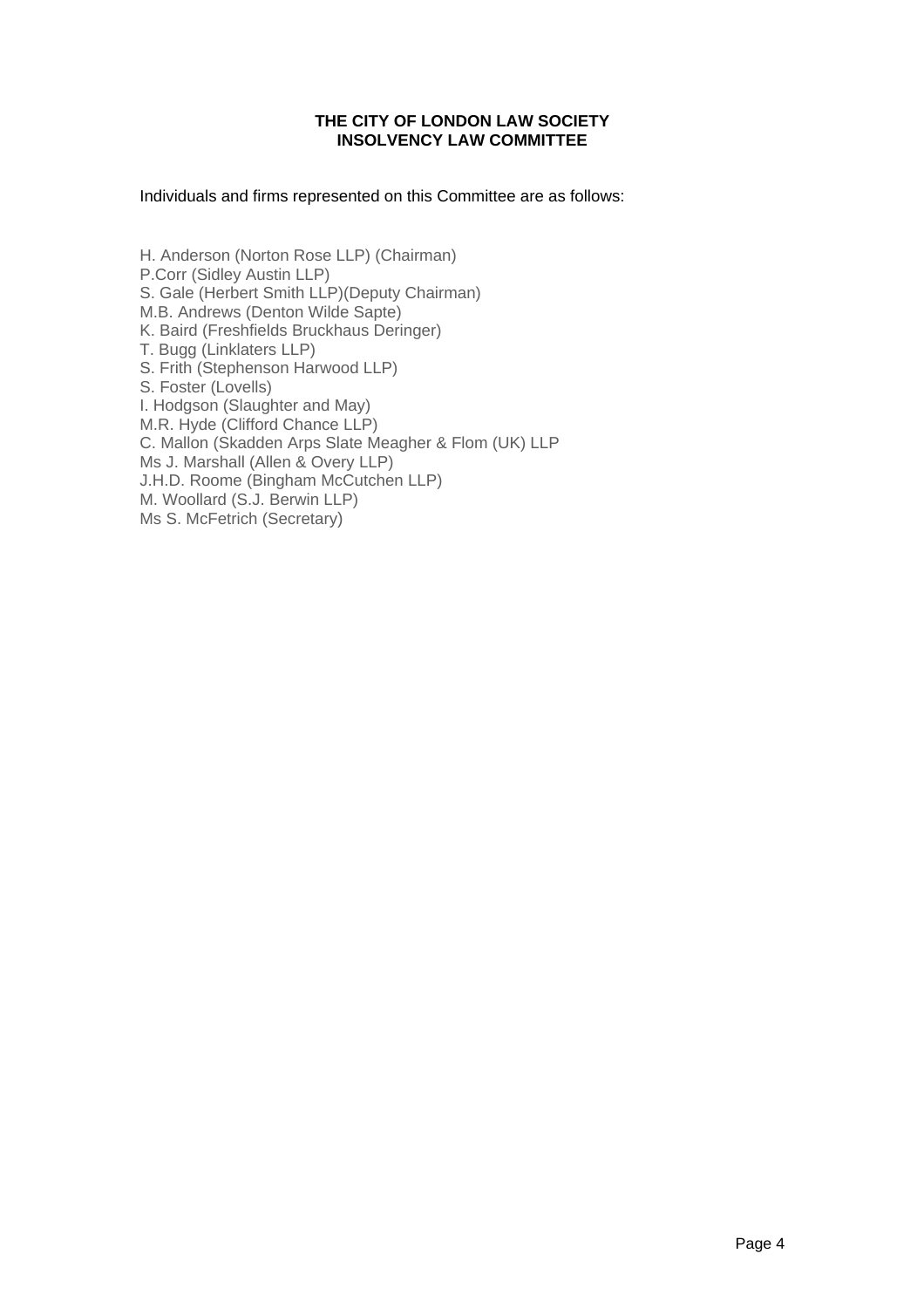**THE CITY OF LONDON LAW SOCIETY**
**INSOLVENCY LAW COMMITTEE**

Individuals and firms represented on this Committee are as follows:

H. Anderson (Norton Rose LLP) (Chairman)
P.Corr (Sidley Austin LLP)
S. Gale (Herbert Smith LLP)(Deputy Chairman)
M.B. Andrews (Denton Wilde Sapte)
K. Baird (Freshfields Bruckhaus Deringer)
T. Bugg (Linklaters LLP)
S. Frith (Stephenson Harwood LLP)
S. Foster (Lovells)
I. Hodgson (Slaughter and May)
M.R. Hyde (Clifford Chance LLP)
C. Mallon (Skadden Arps Slate Meagher & Flom (UK) LLP
Ms J. Marshall (Allen & Overy LLP)
J.H.D. Roome (Bingham McCutchen LLP)
M. Woollard (S.J. Berwin LLP)
Ms S. McFetrich (Secretary)